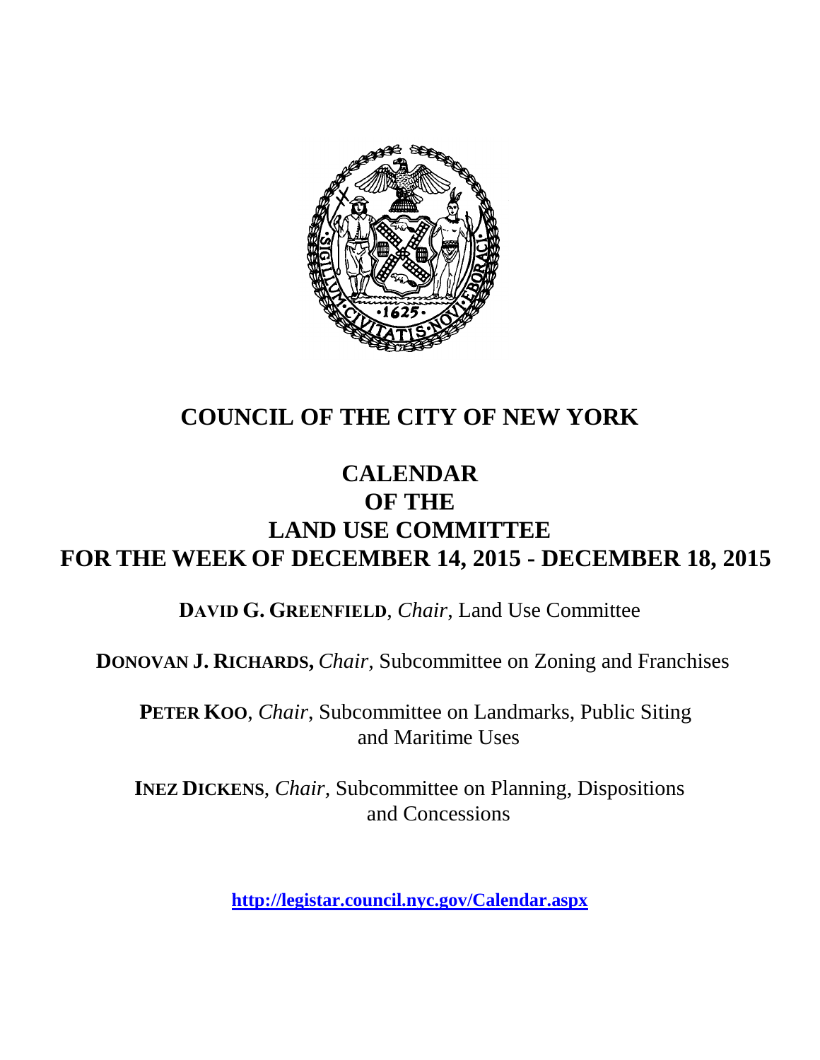# COUNCIL OF THE CITY OF NEW YORK

## CALENDAR
## OF THE
## LAND USE COMMITTEE
## FOR THE WEEK OF DECEMBER 14, 2015 - DECEMBER 18, 2015

**DAVID G. GREENFIELD**, *Chair*, Land Use Committee

**DONOVAN J. RICHARDS,** *Chair*, Subcommittee on Zoning and Franchises

**PETER KOO**, *Chair*, Subcommittee on Landmarks, Public Siting and Maritime Uses

**INEZ DICKENS**, *Chair*, Subcommittee on Planning, Dispositions and Concessions

**http://legistar.council.nyc.gov/Calendar.aspx**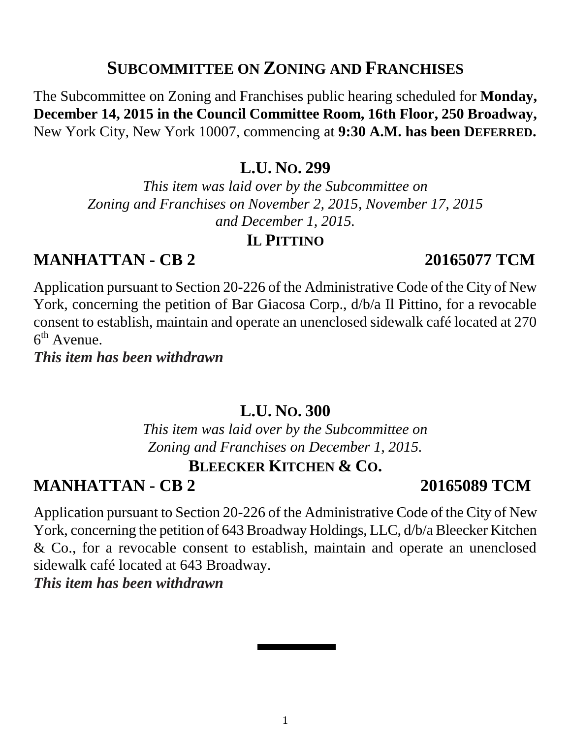## SUBCOMMITTEE ON ZONING AND FRANCHISES

The Subcommittee on Zoning and Franchises public hearing scheduled for **Monday, December 14, 2015 in the Council Committee Room, 16th Floor, 250 Broadway,** New York City, New York 10007, commencing at **9:30 A.M. has been DEFERRED.**

### L.U. NO. 299

*This item was laid over by the Subcommittee on Zoning and Franchises on November 2, 2015, November 17, 2015 and December 1, 2015.*

**IL PITTINO**

**MANHATTAN - CB 2** **20165077 TCM**

Application pursuant to Section 20-226 of the Administrative Code of the City of New York, concerning the petition of Bar Giacosa Corp., d/b/a Il Pittino, for a revocable consent to establish, maintain and operate an unenclosed sidewalk café located at 270 6th Avenue.

***This item has been withdrawn***

### L.U. NO. 300

*This item was laid over by the Subcommittee on Zoning and Franchises on December 1, 2015.*

**BLEECKER KITCHEN & CO.**

**MANHATTAN - CB 2** **20165089 TCM**

Application pursuant to Section 20-226 of the Administrative Code of the City of New York, concerning the petition of 643 Broadway Holdings, LLC, d/b/a Bleecker Kitchen & Co., for a revocable consent to establish, maintain and operate an unenclosed sidewalk café located at 643 Broadway.

***This item has been withdrawn***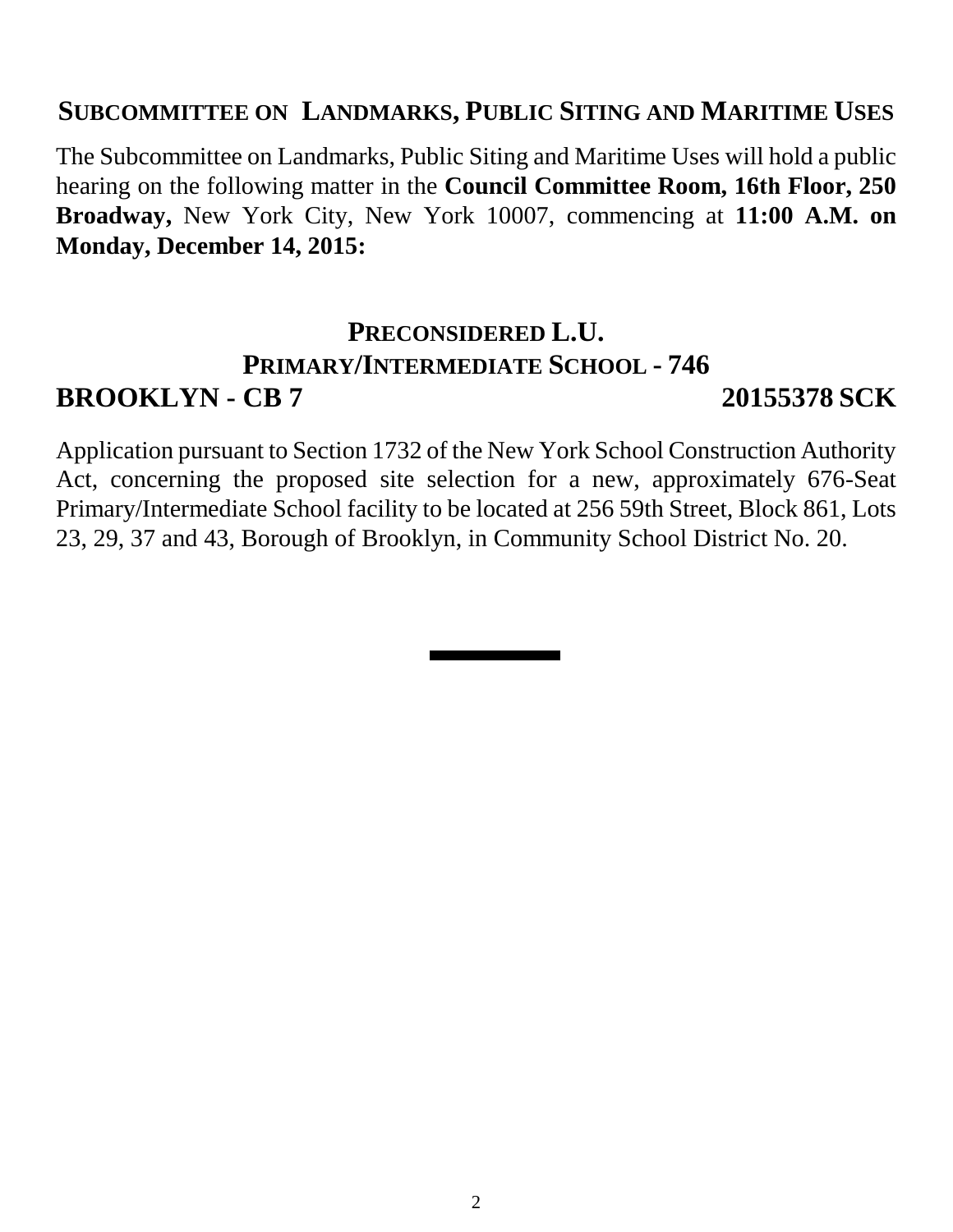## SUBCOMMITTEE ON LANDMARKS, PUBLIC SITING AND MARITIME USES

The Subcommittee on Landmarks, Public Siting and Maritime Uses will hold a public hearing on the following matter in the **Council Committee Room, 16th Floor, 250 Broadway,** New York City, New York 10007, commencing at **11:00 A.M. on Monday, December 14, 2015:**

### PRECONSIDERED L.U.
### PRIMARY/INTERMEDIATE SCHOOL - 746
### BROOKLYN - CB 7 20155378 SCK

Application pursuant to Section 1732 of the New York School Construction Authority Act, concerning the proposed site selection for a new, approximately 676-Seat Primary/Intermediate School facility to be located at 256 59th Street, Block 861, Lots 23, 29, 37 and 43, Borough of Brooklyn, in Community School District No. 20.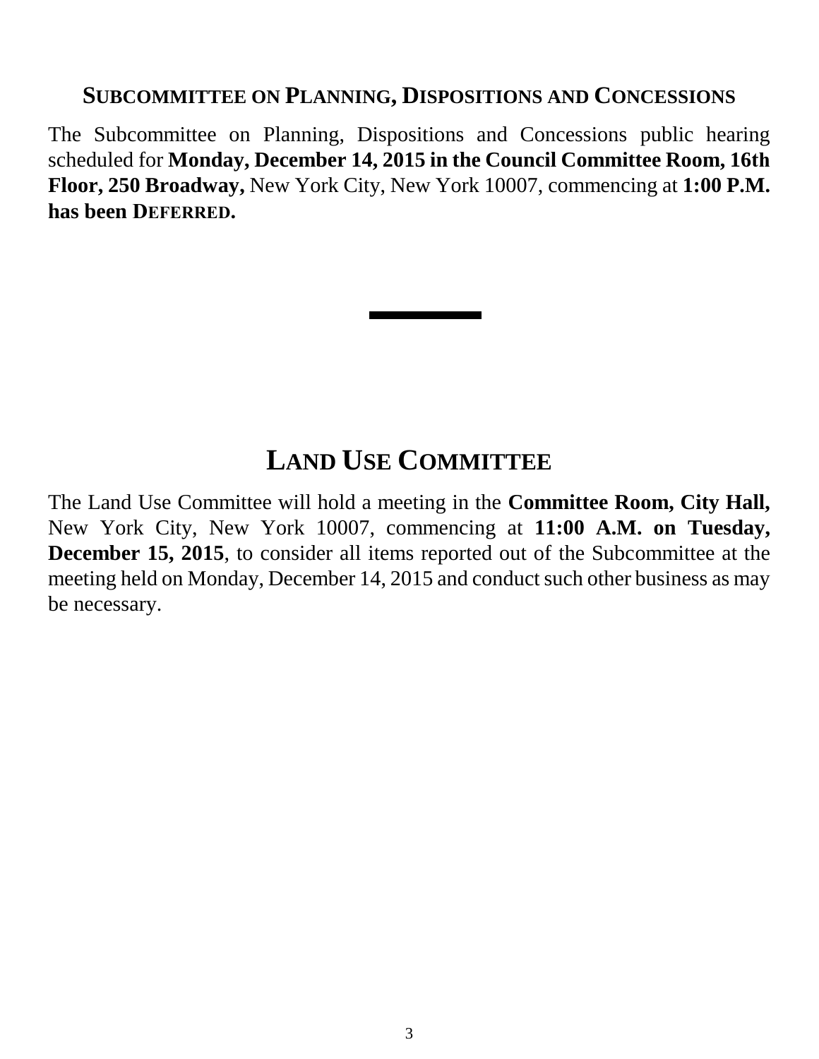## SUBCOMMITTEE ON PLANNING, DISPOSITIONS AND CONCESSIONS

The Subcommittee on Planning, Dispositions and Concessions public hearing scheduled for **Monday, December 14, 2015 in the Council Committee Room, 16th Floor, 250 Broadway,** New York City, New York 10007, commencing at **1:00 P.M. has been DEFERRED.**

---

# LAND USE COMMITTEE

The Land Use Committee will hold a meeting in the **Committee Room, City Hall,** New York City, New York 10007, commencing at **11:00 A.M. on Tuesday, December 15, 2015**, to consider all items reported out of the Subcommittee at the meeting held on Monday, December 14, 2015 and conduct such other business as may be necessary.